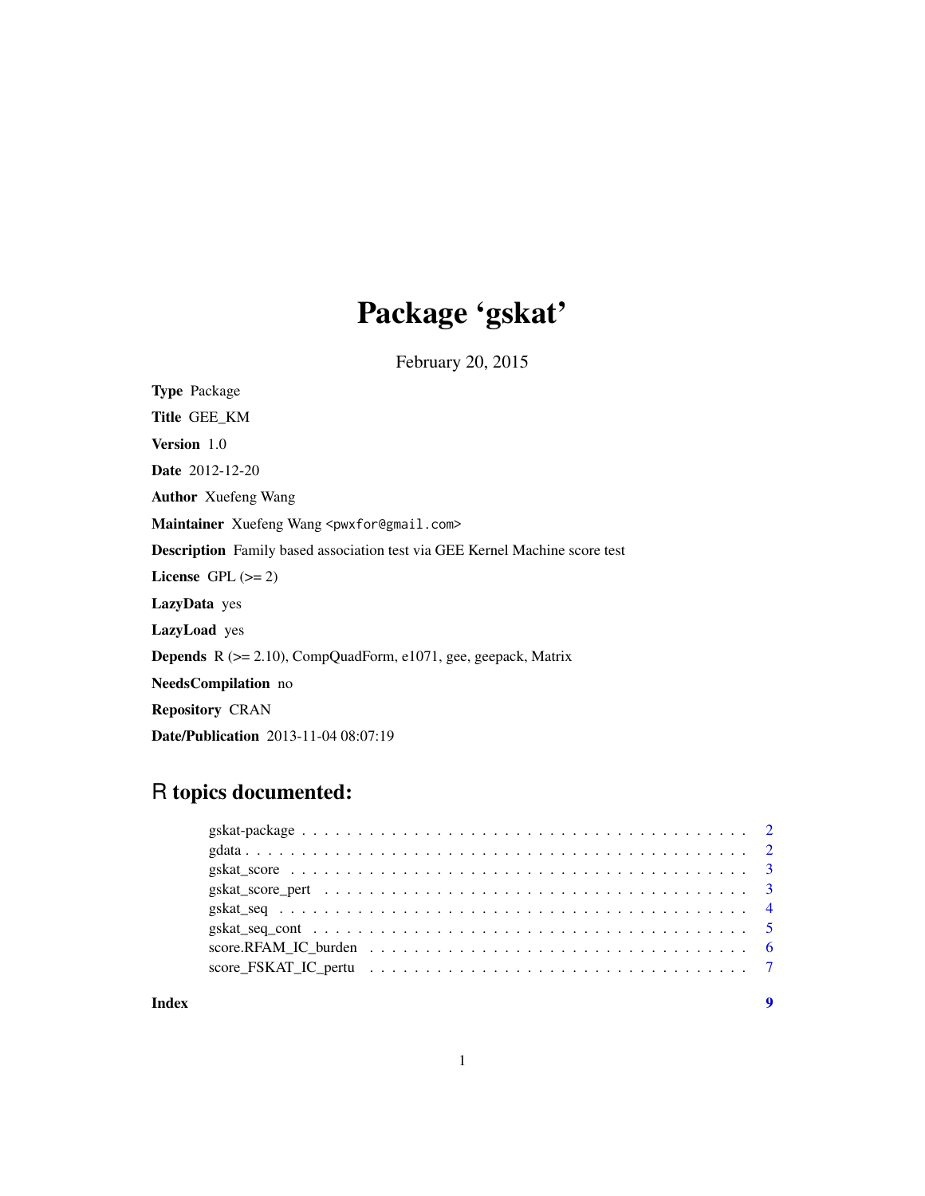# Package 'gskat'

February 20, 2015

**Type** Package

**Title** GEE_KM

**Version** 1.0

**Date** 2012-12-20

**Author** Xuefeng Wang

**Maintainer** Xuefeng Wang <pwxfor@gmail.com>

**Description** Family based association test via GEE Kernel Machine score test

**License** GPL (>= 2)

**LazyData** yes

**LazyLoad** yes

**Depends** R (>= 2.10), CompQuadForm, e1071, gee, geepack, Matrix

**NeedsCompilation** no

**Repository** CRAN

**Date/Publication** 2013-11-04 08:07:19

## R topics documented:

- gskat-package . . . . . . . . . . . . . . . . . . . . . . . . . . . . . . . . . . . . . . 2
- gdata . . . . . . . . . . . . . . . . . . . . . . . . . . . . . . . . . . . . . . . . . . . 2
- gskat_score . . . . . . . . . . . . . . . . . . . . . . . . . . . . . . . . . . . . . . . 3
- gskat_score_pert . . . . . . . . . . . . . . . . . . . . . . . . . . . . . . . . . . . . 3
- gskat_seq . . . . . . . . . . . . . . . . . . . . . . . . . . . . . . . . . . . . . . . . 4
- gskat_seq_cont . . . . . . . . . . . . . . . . . . . . . . . . . . . . . . . . . . . . . 5
- score.RFAM_IC_burden . . . . . . . . . . . . . . . . . . . . . . . . . . . . . . . . . 6
- score_FSKAT_IC_pertu . . . . . . . . . . . . . . . . . . . . . . . . . . . . . . . . . 7

**Index** **9**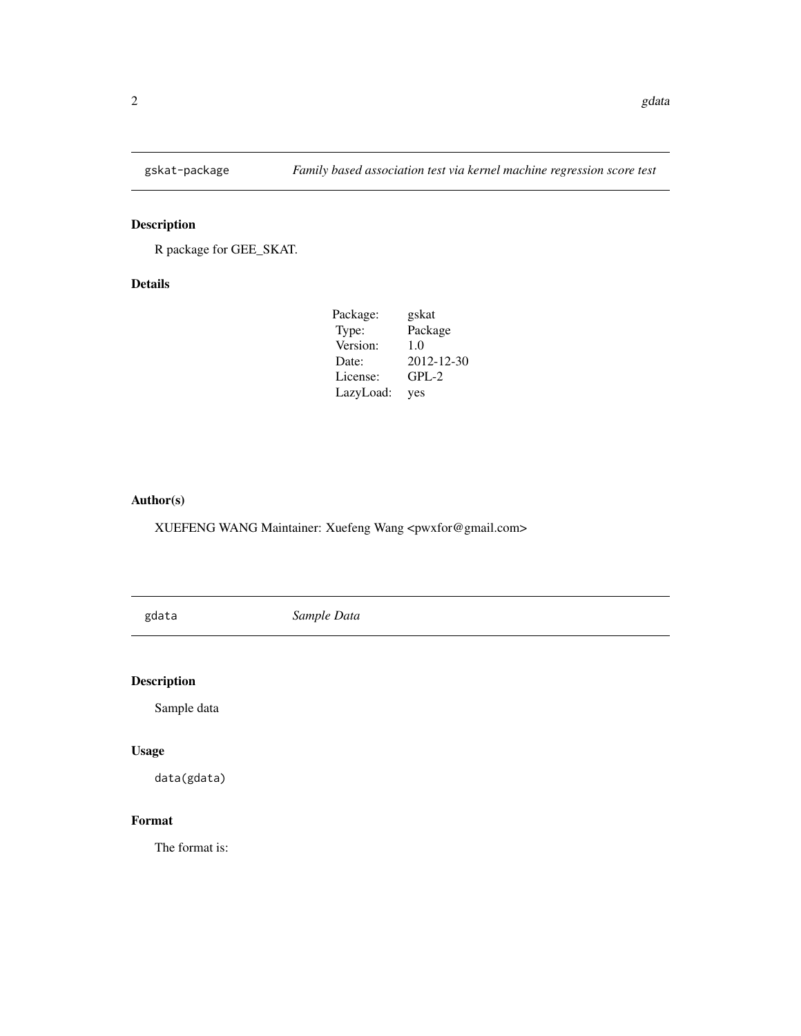## gskat-package — *Family based association test via kernel machine regression score test*

### Description

R package for GEE_SKAT.

### Details

| | |
|---|---|
| Package: | gskat |
| Type: | Package |
| Version: | 1.0 |
| Date: | 2012-12-30 |
| License: | GPL-2 |
| LazyLoad: | yes |

### Author(s)

XUEFENG WANG Maintainer: Xuefeng Wang <pwxfor@gmail.com>

## gdata — *Sample Data*

### Description

Sample data

### Usage

```
data(gdata)
```

### Format

The format is: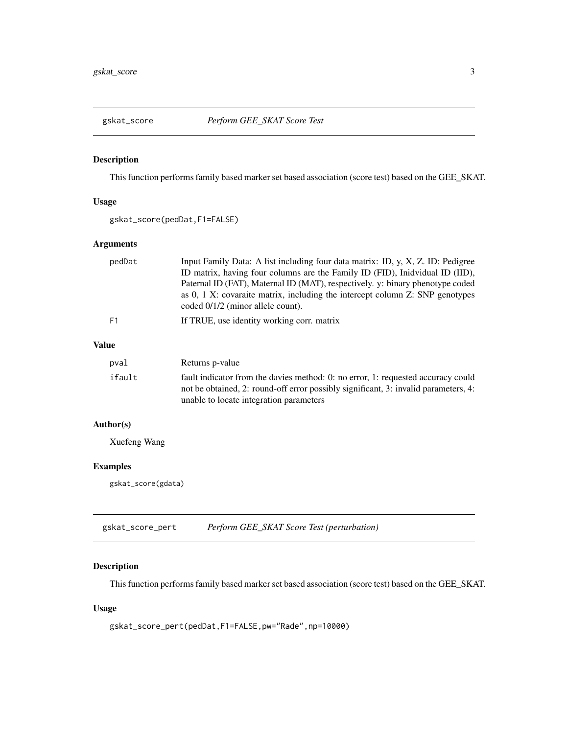## gskat_score *Perform GEE_SKAT Score Test*

### Description

This function performs family based marker set based association (score test) based on the GEE_SKAT.

### Usage

```
gskat_score(pedDat,F1=FALSE)
```

### Arguments

| | |
|---|---|
| pedDat | Input Family Data: A list including four data matrix: ID, y, X, Z. ID: Pedigree ID matrix, having four columns are the Family ID (FID), Inidvidual ID (IID), Paternal ID (FAT), Maternal ID (MAT), respectively. y: binary phenotype coded as 0, 1 X: covaraite matrix, including the intercept column Z: SNP genotypes coded 0/1/2 (minor allele count). |
| F1 | If TRUE, use identity working corr. matrix |

### Value

| | |
|---|---|
| pval | Returns p-value |
| ifault | fault indicator from the davies method: 0: no error, 1: requested accuracy could not be obtained, 2: round-off error possibly significant, 3: invalid parameters, 4: unable to locate integration parameters |

### Author(s)

Xuefeng Wang

### Examples

```
gskat_score(gdata)
```

## gskat_score_pert *Perform GEE_SKAT Score Test (perturbation)*

### Description

This function performs family based marker set based association (score test) based on the GEE_SKAT.

### Usage

```
gskat_score_pert(pedDat,F1=FALSE,pw="Rade",np=10000)
```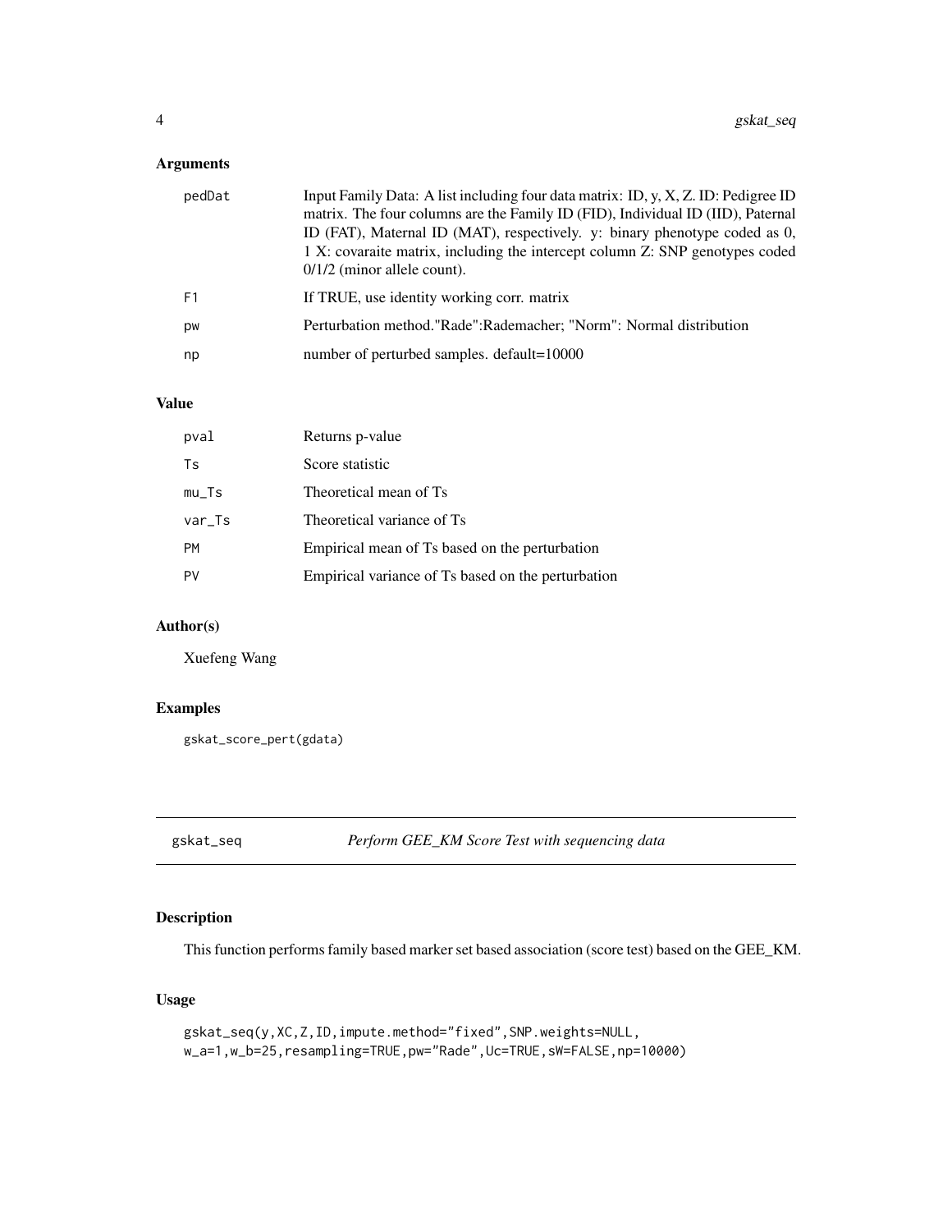## Arguments

| | |
|---|---|
| pedDat | Input Family Data: A list including four data matrix: ID, y, X, Z. ID: Pedigree ID matrix. The four columns are the Family ID (FID), Individual ID (IID), Paternal ID (FAT), Maternal ID (MAT), respectively. y: binary phenotype coded as 0, 1 X: covaraite matrix, including the intercept column Z: SNP genotypes coded 0/1/2 (minor allele count). |
| F1 | If TRUE, use identity working corr. matrix |
| pw | Perturbation method."Rade":Rademacher; "Norm": Normal distribution |
| np | number of perturbed samples. default=10000 |

## Value

| | |
|---|---|
| pval | Returns p-value |
| Ts | Score statistic |
| mu_Ts | Theoretical mean of Ts |
| var_Ts | Theoretical variance of Ts |
| PM | Empirical mean of Ts based on the perturbation |
| PV | Empirical variance of Ts based on the perturbation |

## Author(s)

Xuefeng Wang

## Examples

```
gskat_score_pert(gdata)
```

---

# gskat_seq — *Perform GEE_KM Score Test with sequencing data*

## Description

This function performs family based marker set based association (score test) based on the GEE_KM.

## Usage

```
gskat_seq(y,XC,Z,ID,impute.method="fixed",SNP.weights=NULL,
w_a=1,w_b=25,resampling=TRUE,pw="Rade",Uc=TRUE,sW=FALSE,np=10000)
```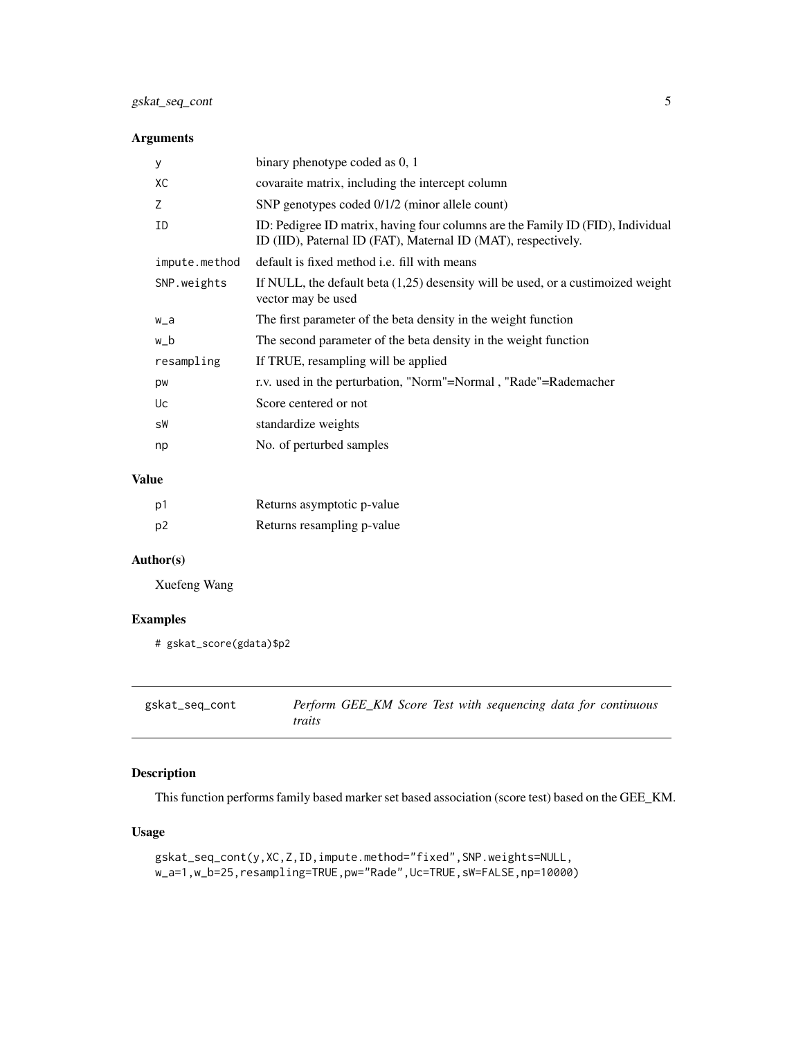### Arguments

| | |
|---|---|
| y | binary phenotype coded as 0, 1 |
| XC | covaraite matrix, including the intercept column |
| Z | SNP genotypes coded 0/1/2 (minor allele count) |
| ID | ID: Pedigree ID matrix, having four columns are the Family ID (FID), Individual ID (IID), Paternal ID (FAT), Maternal ID (MAT), respectively. |
| impute.method | default is fixed method i.e. fill with means |
| SNP.weights | If NULL, the default beta (1,25) desensity will be used, or a custimoized weight vector may be used |
| w_a | The first parameter of the beta density in the weight function |
| w_b | The second parameter of the beta density in the weight function |
| resampling | If TRUE, resampling will be applied |
| pw | r.v. used in the perturbation, "Norm"=Normal , "Rade"=Rademacher |
| Uc | Score centered or not |
| sW | standardize weights |
| np | No. of perturbed samples |

### Value

| | |
|---|---|
| p1 | Returns asymptotic p-value |
| p2 | Returns resampling p-value |

### Author(s)

Xuefeng Wang

### Examples

```
# gskat_score(gdata)$p2
```

---

## gskat_seq_cont — *Perform GEE_KM Score Test with sequencing data for continuous traits*

### Description

This function performs family based marker set based association (score test) based on the GEE_KM.

### Usage

```
gskat_seq_cont(y,XC,Z,ID,impute.method="fixed",SNP.weights=NULL,
w_a=1,w_b=25,resampling=TRUE,pw="Rade",Uc=TRUE,sW=FALSE,np=10000)
```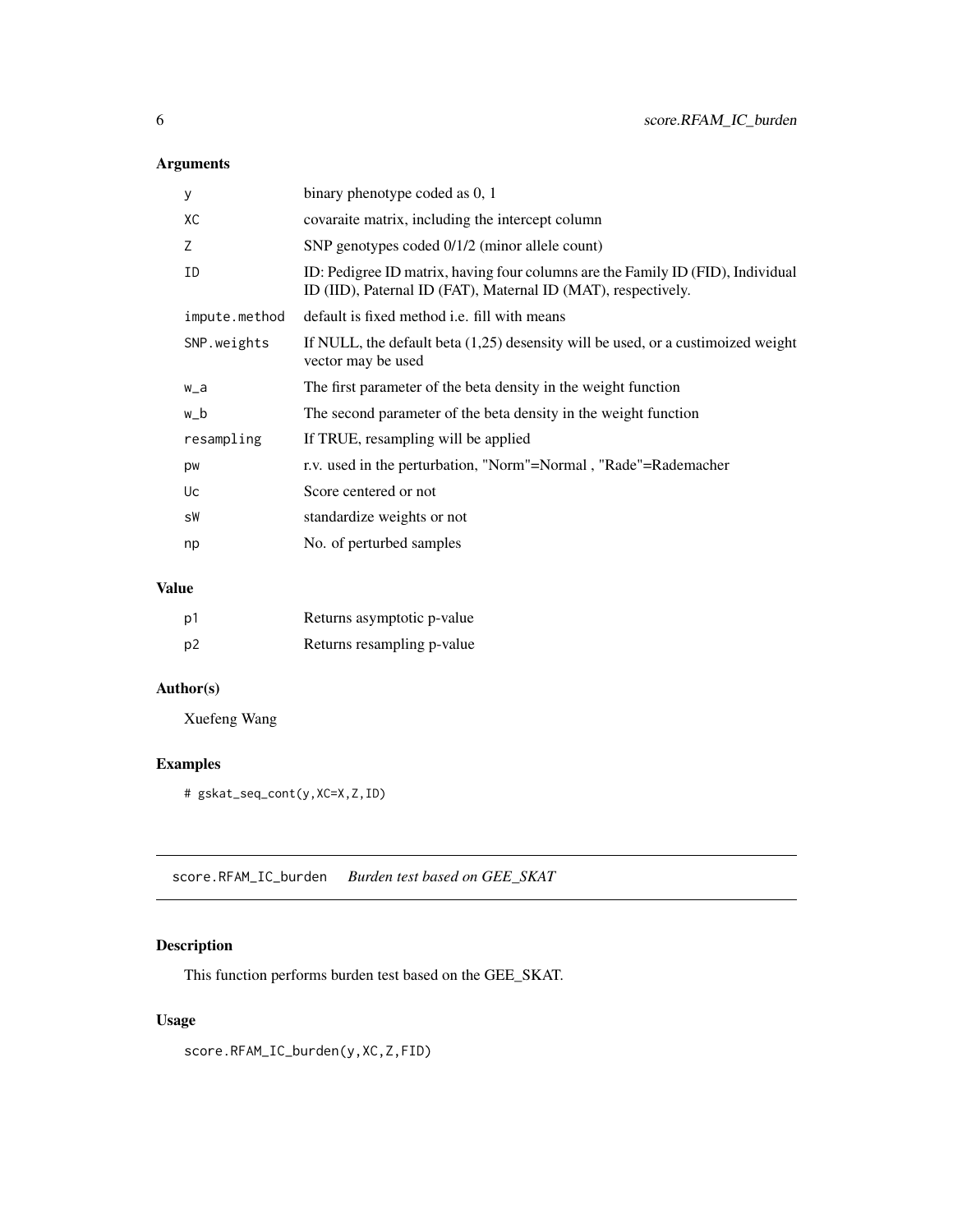### Arguments

| | |
|---|---|
| y | binary phenotype coded as 0, 1 |
| XC | covaraite matrix, including the intercept column |
| Z | SNP genotypes coded 0/1/2 (minor allele count) |
| ID | ID: Pedigree ID matrix, having four columns are the Family ID (FID), Individual ID (IID), Paternal ID (FAT), Maternal ID (MAT), respectively. |
| impute.method | default is fixed method i.e. fill with means |
| SNP.weights | If NULL, the default beta (1,25) desensity will be used, or a custimoized weight vector may be used |
| w_a | The first parameter of the beta density in the weight function |
| w_b | The second parameter of the beta density in the weight function |
| resampling | If TRUE, resampling will be applied |
| pw | r.v. used in the perturbation, "Norm"=Normal , "Rade"=Rademacher |
| Uc | Score centered or not |
| sW | standardize weights or not |
| np | No. of perturbed samples |

### Value

| | |
|---|---|
| p1 | Returns asymptotic p-value |
| p2 | Returns resampling p-value |

### Author(s)

Xuefeng Wang

### Examples

```
# gskat_seq_cont(y,XC=X,Z,ID)
```

---

## score.RFAM_IC_burden &nbsp;&nbsp; *Burden test based on GEE_SKAT*

### Description

This function performs burden test based on the GEE_SKAT.

### Usage

```
score.RFAM_IC_burden(y,XC,Z,FID)
```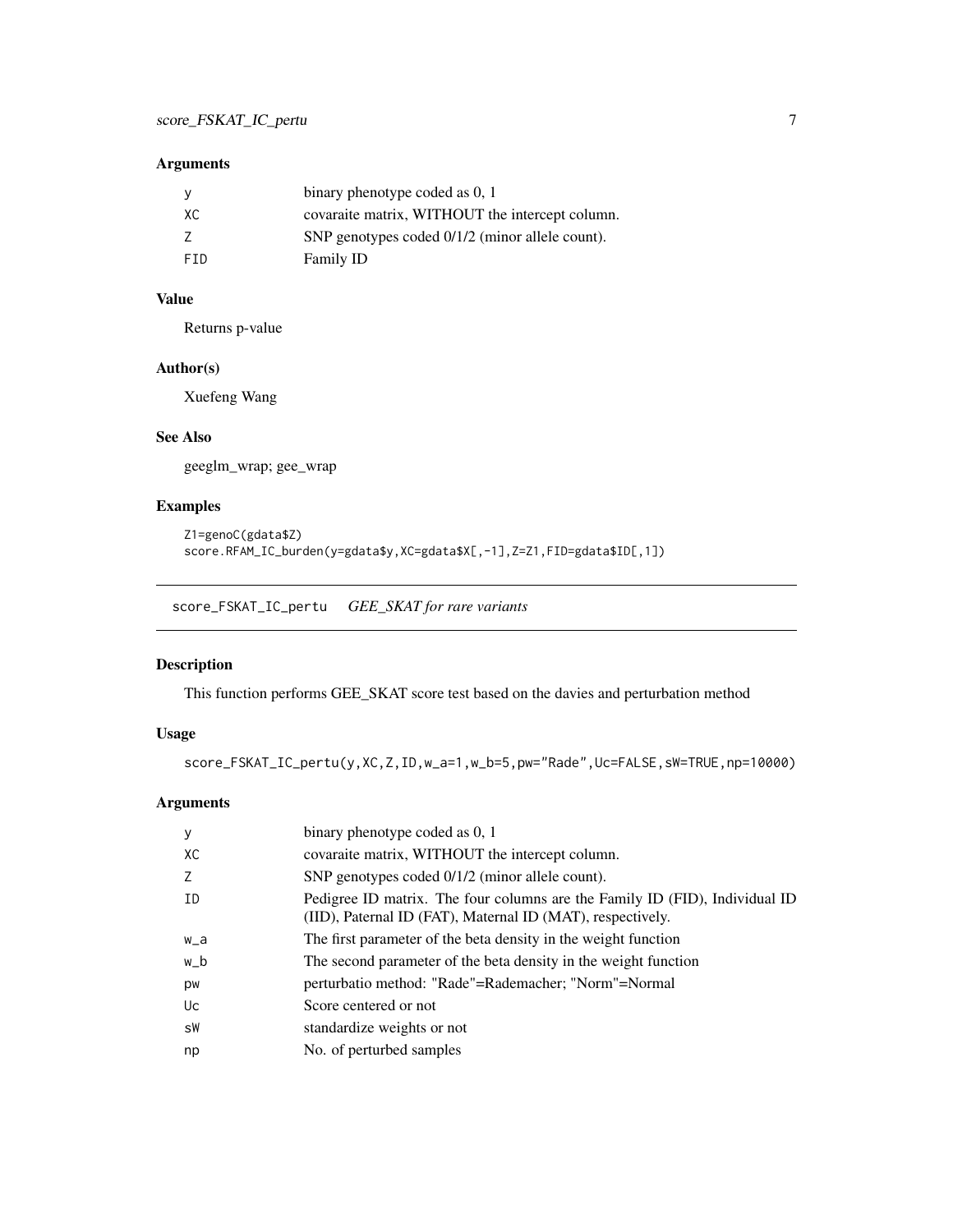### Arguments

| | |
|---|---|
| y | binary phenotype coded as 0, 1 |
| XC | covaraite matrix, WITHOUT the intercept column. |
| Z | SNP genotypes coded 0/1/2 (minor allele count). |
| FID | Family ID |

### Value

Returns p-value

### Author(s)

Xuefeng Wang

### See Also

geeglm_wrap; gee_wrap

### Examples

```
Z1=genoC(gdata$Z)
score.RFAM_IC_burden(y=gdata$y,XC=gdata$X[,-1],Z=Z1,FID=gdata$ID[,1])
```

---

## score_FSKAT_IC_pertu    *GEE_SKAT for rare variants*

---

### Description

This function performs GEE_SKAT score test based on the davies and perturbation method

### Usage

```
score_FSKAT_IC_pertu(y,XC,Z,ID,w_a=1,w_b=5,pw="Rade",Uc=FALSE,sW=TRUE,np=10000)
```

### Arguments

| | |
|---|---|
| y | binary phenotype coded as 0, 1 |
| XC | covaraite matrix, WITHOUT the intercept column. |
| Z | SNP genotypes coded 0/1/2 (minor allele count). |
| ID | Pedigree ID matrix. The four columns are the Family ID (FID), Individual ID (IID), Paternal ID (FAT), Maternal ID (MAT), respectively. |
| w_a | The first parameter of the beta density in the weight function |
| w_b | The second parameter of the beta density in the weight function |
| pw | perturbatio method: "Rade"=Rademacher; "Norm"=Normal |
| Uc | Score centered or not |
| sW | standardize weights or not |
| np | No. of perturbed samples |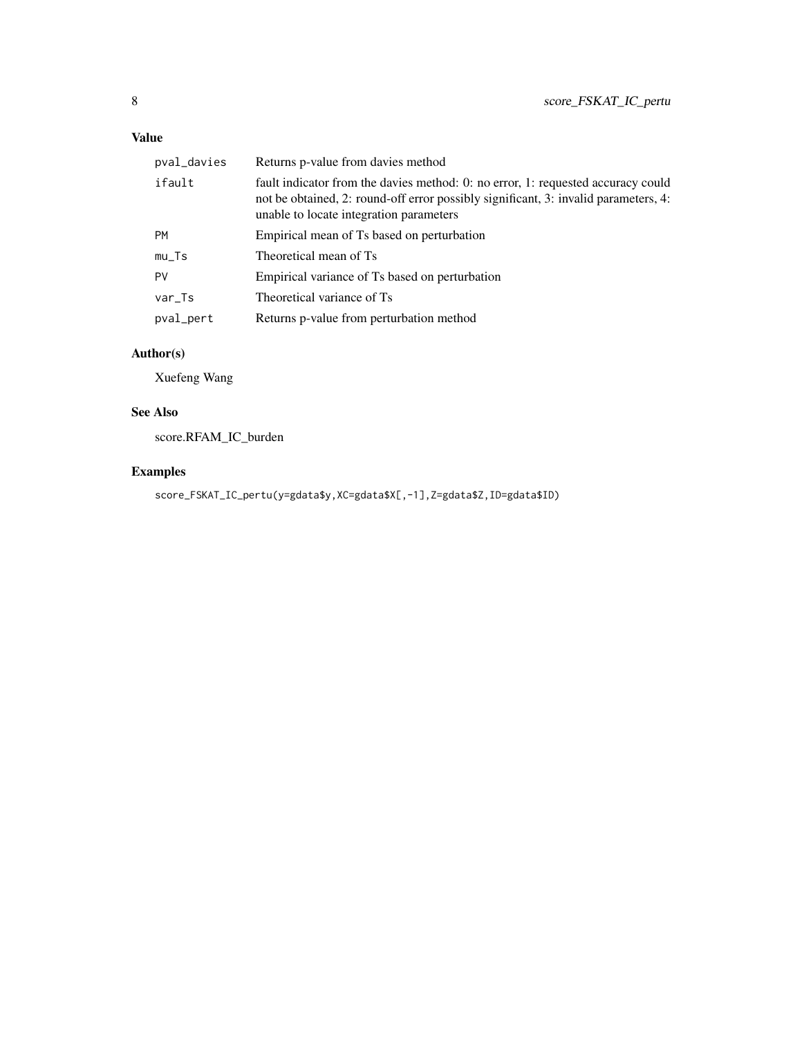## Value

| | |
|---|---|
| `pval_davies` | Returns p-value from davies method |
| `ifault` | fault indicator from the davies method: 0: no error, 1: requested accuracy could not be obtained, 2: round-off error possibly significant, 3: invalid parameters, 4: unable to locate integration parameters |
| `PM` | Empirical mean of Ts based on perturbation |
| `mu_Ts` | Theoretical mean of Ts |
| `PV` | Empirical variance of Ts based on perturbation |
| `var_Ts` | Theoretical variance of Ts |
| `pval_pert` | Returns p-value from perturbation method |

## Author(s)

Xuefeng Wang

## See Also

score.RFAM_IC_burden

## Examples

```
score_FSKAT_IC_pertu(y=gdata$y,XC=gdata$X[,-1],Z=gdata$Z,ID=gdata$ID)
```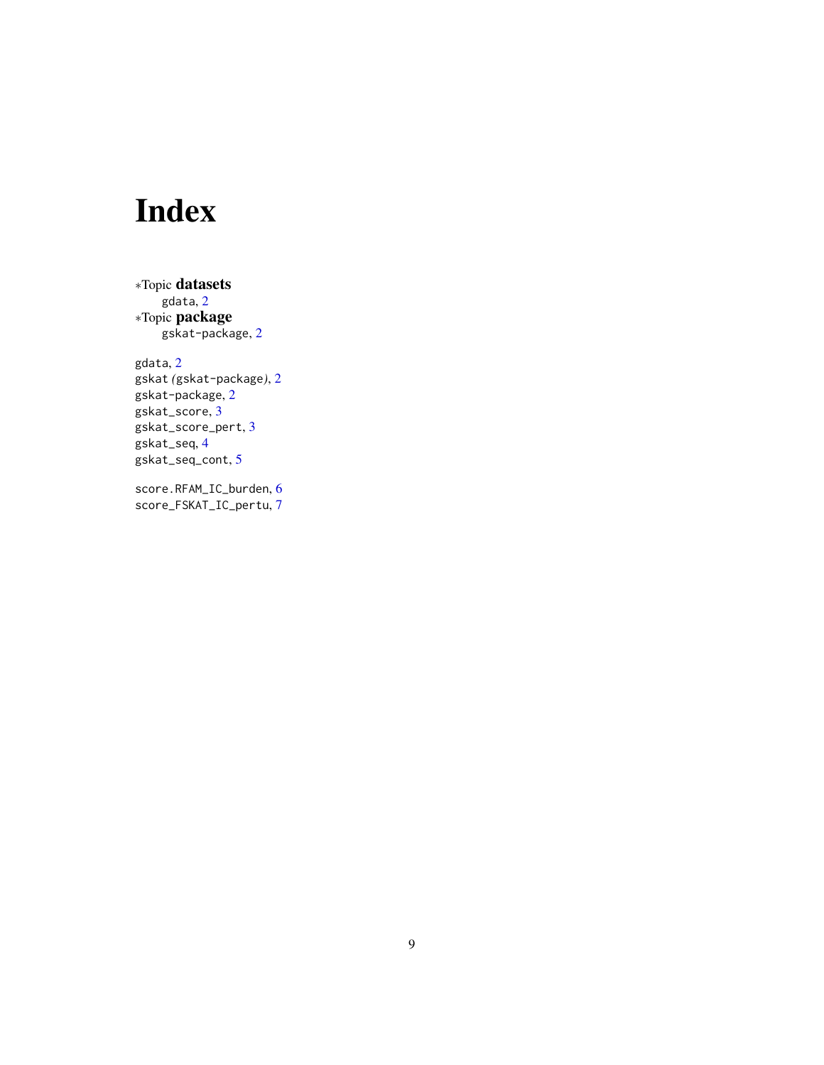# Index

∗Topic **datasets**
  gdata, 2
∗Topic **package**
  gskat-package, 2

gdata, 2
gskat *(*gskat-package*)*, 2
gskat-package, 2
gskat_score, 3
gskat_score_pert, 3
gskat_seq, 4
gskat_seq_cont, 5

score.RFAM_IC_burden, 6
score_FSKAT_IC_pertu, 7